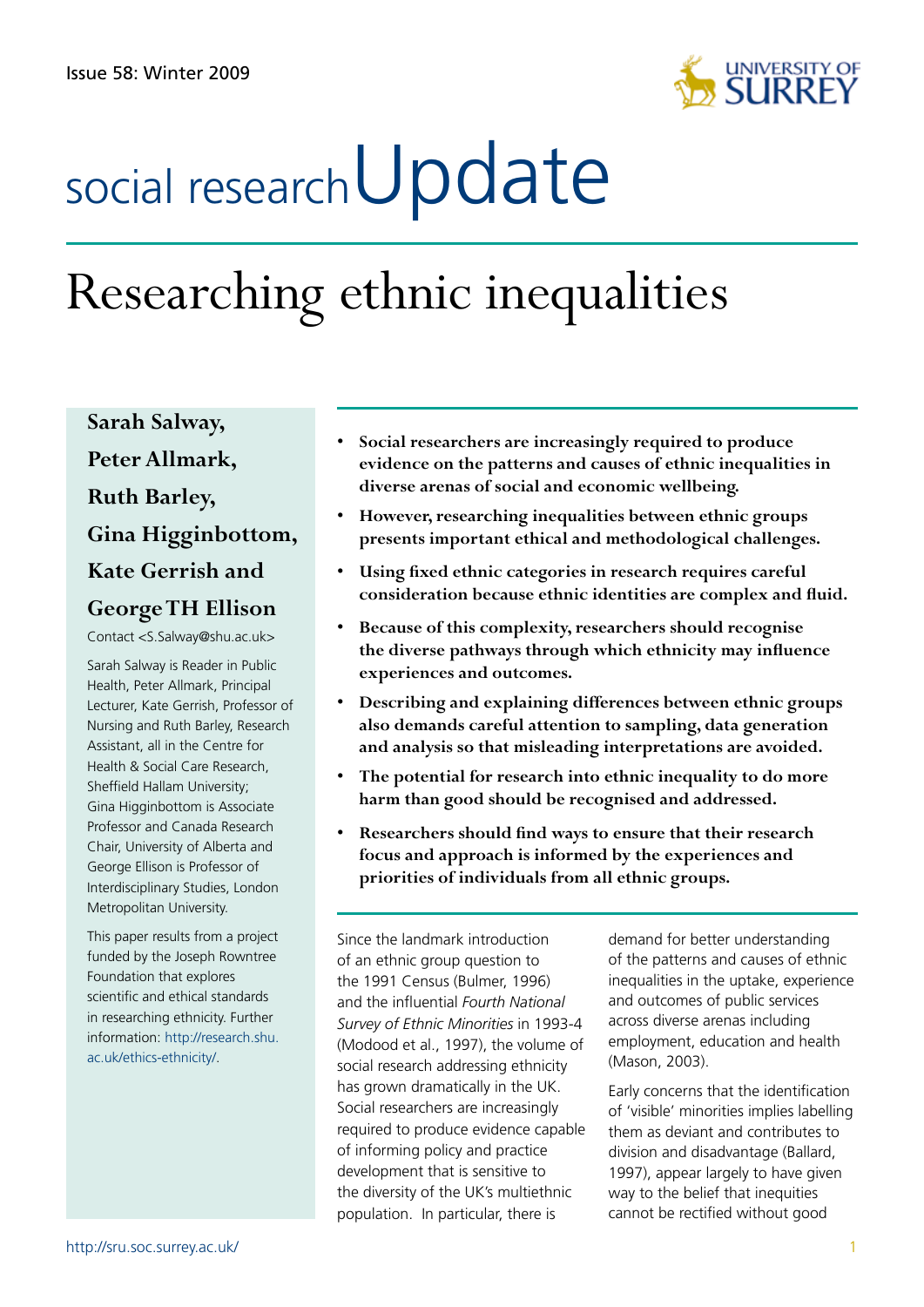Issue 58: Winter 2009

# social research Update

# Researching ethnic inequalities

**Sarah Salway,**
**Peter Allmark,**
**Ruth Barley,**
**Gina Higginbottom,**
**Kate Gerrish and**
**George TH Ellison**

Contact <S.Salway@shu.ac.uk>

Sarah Salway is Reader in Public Health, Peter Allmark, Principal Lecturer, Kate Gerrish, Professor of Nursing and Ruth Barley, Research Assistant, all in the Centre for Health & Social Care Research, Sheffield Hallam University; Gina Higginbottom is Associate Professor and Canada Research Chair, University of Alberta and George Ellison is Professor of Interdisciplinary Studies, London Metropolitan University.

This paper results from a project funded by the Joseph Rowntree Foundation that explores scientific and ethical standards in researching ethnicity. Further information: http://research.shu.ac.uk/ethics-ethnicity/.

- **Social researchers are increasingly required to produce evidence on the patterns and causes of ethnic inequalities in diverse arenas of social and economic wellbeing.**
- **However, researching inequalities between ethnic groups presents important ethical and methodological challenges.**
- **Using fixed ethnic categories in research requires careful consideration because ethnic identities are complex and fluid.**
- **Because of this complexity, researchers should recognise the diverse pathways through which ethnicity may influence experiences and outcomes.**
- **Describing and explaining differences between ethnic groups also demands careful attention to sampling, data generation and analysis so that misleading interpretations are avoided.**
- **The potential for research into ethnic inequality to do more harm than good should be recognised and addressed.**
- **Researchers should find ways to ensure that their research focus and approach is informed by the experiences and priorities of individuals from all ethnic groups.**

Since the landmark introduction of an ethnic group question to the 1991 Census (Bulmer, 1996) and the influential *Fourth National Survey of Ethnic Minorities* in 1993-4 (Modood et al., 1997), the volume of social research addressing ethnicity has grown dramatically in the UK. Social researchers are increasingly required to produce evidence capable of informing policy and practice development that is sensitive to the diversity of the UK's multiethnic population. In particular, there is demand for better understanding of the patterns and causes of ethnic inequalities in the uptake, experience and outcomes of public services across diverse arenas including employment, education and health (Mason, 2003).

Early concerns that the identification of 'visible' minorities implies labelling them as deviant and contributes to division and disadvantage (Ballard, 1997), appear largely to have given way to the belief that inequities cannot be rectified without good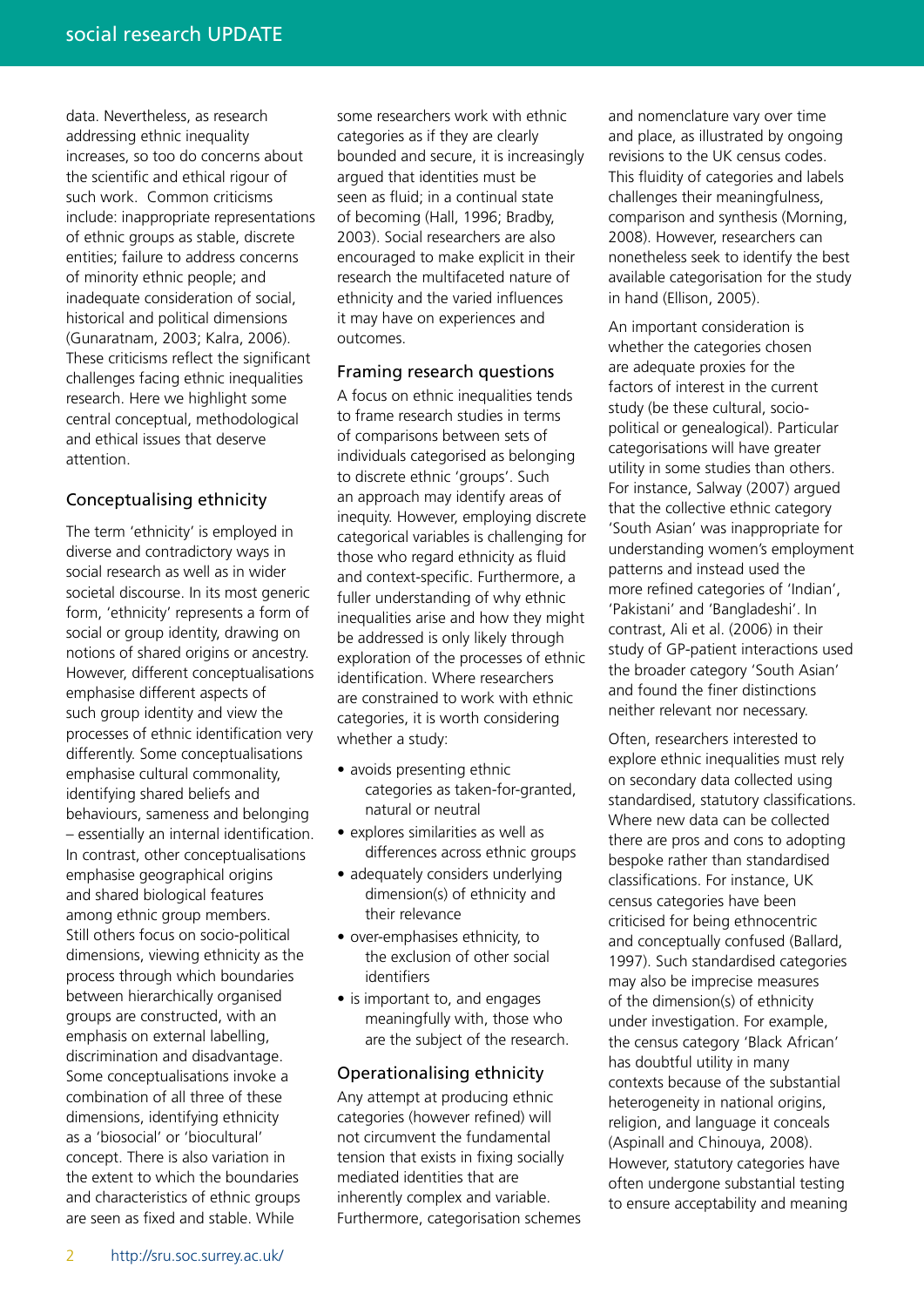data. Nevertheless, as research addressing ethnic inequality increases, so too do concerns about the scientific and ethical rigour of such work. Common criticisms include: inappropriate representations of ethnic groups as stable, discrete entities; failure to address concerns of minority ethnic people; and inadequate consideration of social, historical and political dimensions (Gunaratnam, 2003; Kalra, 2006). These criticisms reflect the significant challenges facing ethnic inequalities research. Here we highlight some central conceptual, methodological and ethical issues that deserve attention.

## Conceptualising ethnicity

The term 'ethnicity' is employed in diverse and contradictory ways in social research as well as in wider societal discourse. In its most generic form, 'ethnicity' represents a form of social or group identity, drawing on notions of shared origins or ancestry. However, different conceptualisations emphasise different aspects of such group identity and view the processes of ethnic identification very differently. Some conceptualisations emphasise cultural commonality, identifying shared beliefs and behaviours, sameness and belonging – essentially an internal identification. In contrast, other conceptualisations emphasise geographical origins and shared biological features among ethnic group members. Still others focus on socio-political dimensions, viewing ethnicity as the process through which boundaries between hierarchically organised groups are constructed, with an emphasis on external labelling, discrimination and disadvantage. Some conceptualisations invoke a combination of all three of these dimensions, identifying ethnicity as a 'biosocial' or 'biocultural' concept. There is also variation in the extent to which the boundaries and characteristics of ethnic groups are seen as fixed and stable. While some researchers work with ethnic categories as if they are clearly bounded and secure, it is increasingly argued that identities must be seen as fluid; in a continual state of becoming (Hall, 1996; Bradby, 2003). Social researchers are also encouraged to make explicit in their research the multifaceted nature of ethnicity and the varied influences it may have on experiences and outcomes.

## Framing research questions

A focus on ethnic inequalities tends to frame research studies in terms of comparisons between sets of individuals categorised as belonging to discrete ethnic 'groups'. Such an approach may identify areas of inequity. However, employing discrete categorical variables is challenging for those who regard ethnicity as fluid and context-specific. Furthermore, a fuller understanding of why ethnic inequalities arise and how they might be addressed is only likely through exploration of the processes of ethnic identification. Where researchers are constrained to work with ethnic categories, it is worth considering whether a study:

- avoids presenting ethnic categories as taken-for-granted, natural or neutral
- explores similarities as well as differences across ethnic groups
- adequately considers underlying dimension(s) of ethnicity and their relevance
- over-emphasises ethnicity, to the exclusion of other social identifiers
- is important to, and engages meaningfully with, those who are the subject of the research.

## Operationalising ethnicity

Any attempt at producing ethnic categories (however refined) will not circumvent the fundamental tension that exists in fixing socially mediated identities that are inherently complex and variable. Furthermore, categorisation schemes and nomenclature vary over time and place, as illustrated by ongoing revisions to the UK census codes. This fluidity of categories and labels challenges their meaningfulness, comparison and synthesis (Morning, 2008). However, researchers can nonetheless seek to identify the best available categorisation for the study in hand (Ellison, 2005).

An important consideration is whether the categories chosen are adequate proxies for the factors of interest in the current study (be these cultural, socio-political or genealogical). Particular categorisations will have greater utility in some studies than others. For instance, Salway (2007) argued that the collective ethnic category 'South Asian' was inappropriate for understanding women's employment patterns and instead used the more refined categories of 'Indian', 'Pakistani' and 'Bangladeshi'. In contrast, Ali et al. (2006) in their study of GP-patient interactions used the broader category 'South Asian' and found the finer distinctions neither relevant nor necessary.

Often, researchers interested to explore ethnic inequalities must rely on secondary data collected using standardised, statutory classifications. Where new data can be collected there are pros and cons to adopting bespoke rather than standardised classifications. For instance, UK census categories have been criticised for being ethnocentric and conceptually confused (Ballard, 1997). Such standardised categories may also be imprecise measures of the dimension(s) of ethnicity under investigation. For example, the census category 'Black African' has doubtful utility in many contexts because of the substantial heterogeneity in national origins, religion, and language it conceals (Aspinall and Chinouya, 2008). However, statutory categories have often undergone substantial testing to ensure acceptability and meaning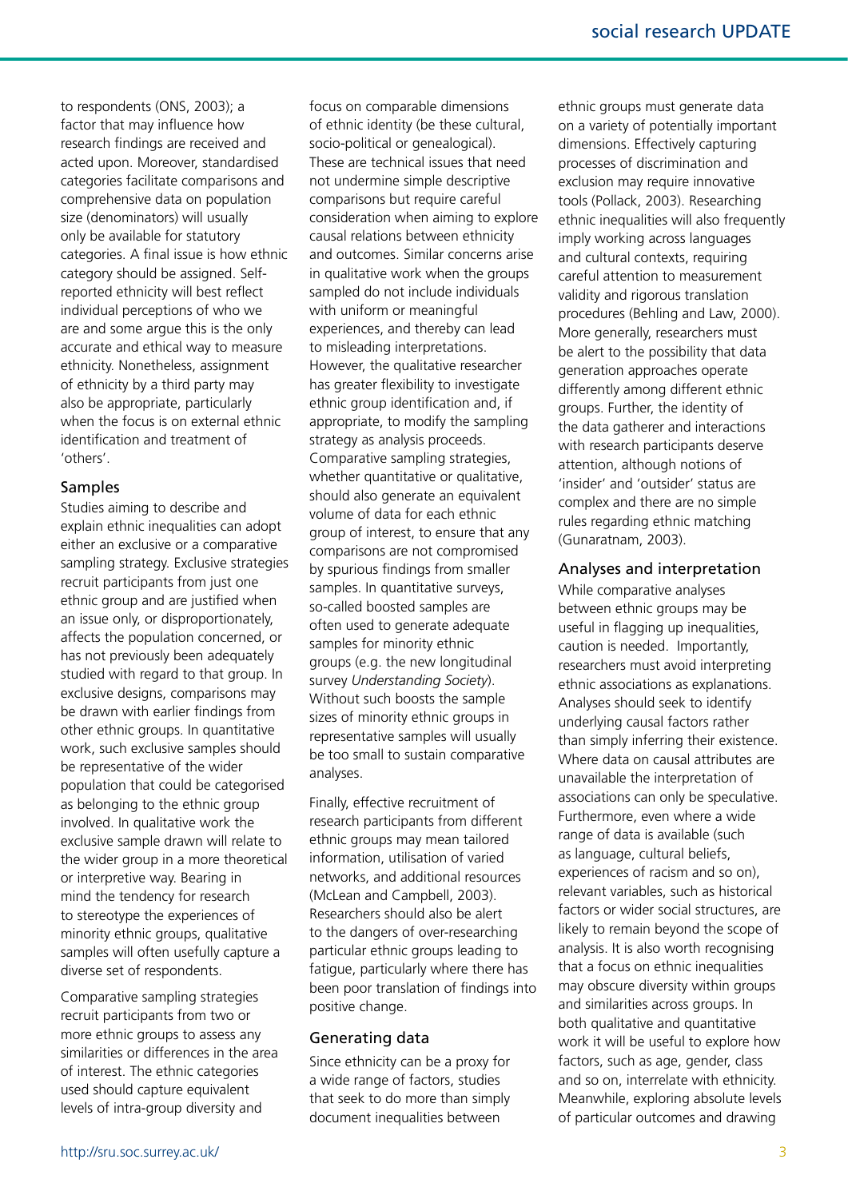to respondents (ONS, 2003); a factor that may influence how research findings are received and acted upon. Moreover, standardised categories facilitate comparisons and comprehensive data on population size (denominators) will usually only be available for statutory categories. A final issue is how ethnic category should be assigned. Self-reported ethnicity will best reflect individual perceptions of who we are and some argue this is the only accurate and ethical way to measure ethnicity. Nonetheless, assignment of ethnicity by a third party may also be appropriate, particularly when the focus is on external ethnic identification and treatment of 'others'.

### Samples

Studies aiming to describe and explain ethnic inequalities can adopt either an exclusive or a comparative sampling strategy. Exclusive strategies recruit participants from just one ethnic group and are justified when an issue only, or disproportionately, affects the population concerned, or has not previously been adequately studied with regard to that group. In exclusive designs, comparisons may be drawn with earlier findings from other ethnic groups. In quantitative work, such exclusive samples should be representative of the wider population that could be categorised as belonging to the ethnic group involved. In qualitative work the exclusive sample drawn will relate to the wider group in a more theoretical or interpretive way. Bearing in mind the tendency for research to stereotype the experiences of minority ethnic groups, qualitative samples will often usefully capture a diverse set of respondents.

Comparative sampling strategies recruit participants from two or more ethnic groups to assess any similarities or differences in the area of interest. The ethnic categories used should capture equivalent levels of intra-group diversity and focus on comparable dimensions of ethnic identity (be these cultural, socio-political or genealogical). These are technical issues that need not undermine simple descriptive comparisons but require careful consideration when aiming to explore causal relations between ethnicity and outcomes. Similar concerns arise in qualitative work when the groups sampled do not include individuals with uniform or meaningful experiences, and thereby can lead to misleading interpretations. However, the qualitative researcher has greater flexibility to investigate ethnic group identification and, if appropriate, to modify the sampling strategy as analysis proceeds. Comparative sampling strategies, whether quantitative or qualitative, should also generate an equivalent volume of data for each ethnic group of interest, to ensure that any comparisons are not compromised by spurious findings from smaller samples. In quantitative surveys, so-called boosted samples are often used to generate adequate samples for minority ethnic groups (e.g. the new longitudinal survey *Understanding Society*). Without such boosts the sample sizes of minority ethnic groups in representative samples will usually be too small to sustain comparative analyses.

Finally, effective recruitment of research participants from different ethnic groups may mean tailored information, utilisation of varied networks, and additional resources (McLean and Campbell, 2003). Researchers should also be alert to the dangers of over-researching particular ethnic groups leading to fatigue, particularly where there has been poor translation of findings into positive change.

### Generating data

Since ethnicity can be a proxy for a wide range of factors, studies that seek to do more than simply document inequalities between ethnic groups must generate data on a variety of potentially important dimensions. Effectively capturing processes of discrimination and exclusion may require innovative tools (Pollack, 2003). Researching ethnic inequalities will also frequently imply working across languages and cultural contexts, requiring careful attention to measurement validity and rigorous translation procedures (Behling and Law, 2000). More generally, researchers must be alert to the possibility that data generation approaches operate differently among different ethnic groups. Further, the identity of the data gatherer and interactions with research participants deserve attention, although notions of 'insider' and 'outsider' status are complex and there are no simple rules regarding ethnic matching (Gunaratnam, 2003).

### Analyses and interpretation

While comparative analyses between ethnic groups may be useful in flagging up inequalities, caution is needed. Importantly, researchers must avoid interpreting ethnic associations as explanations. Analyses should seek to identify underlying causal factors rather than simply inferring their existence. Where data on causal attributes are unavailable the interpretation of associations can only be speculative. Furthermore, even where a wide range of data is available (such as language, cultural beliefs, experiences of racism and so on), relevant variables, such as historical factors or wider social structures, are likely to remain beyond the scope of analysis. It is also worth recognising that a focus on ethnic inequalities may obscure diversity within groups and similarities across groups. In both qualitative and quantitative work it will be useful to explore how factors, such as age, gender, class and so on, interrelate with ethnicity. Meanwhile, exploring absolute levels of particular outcomes and drawing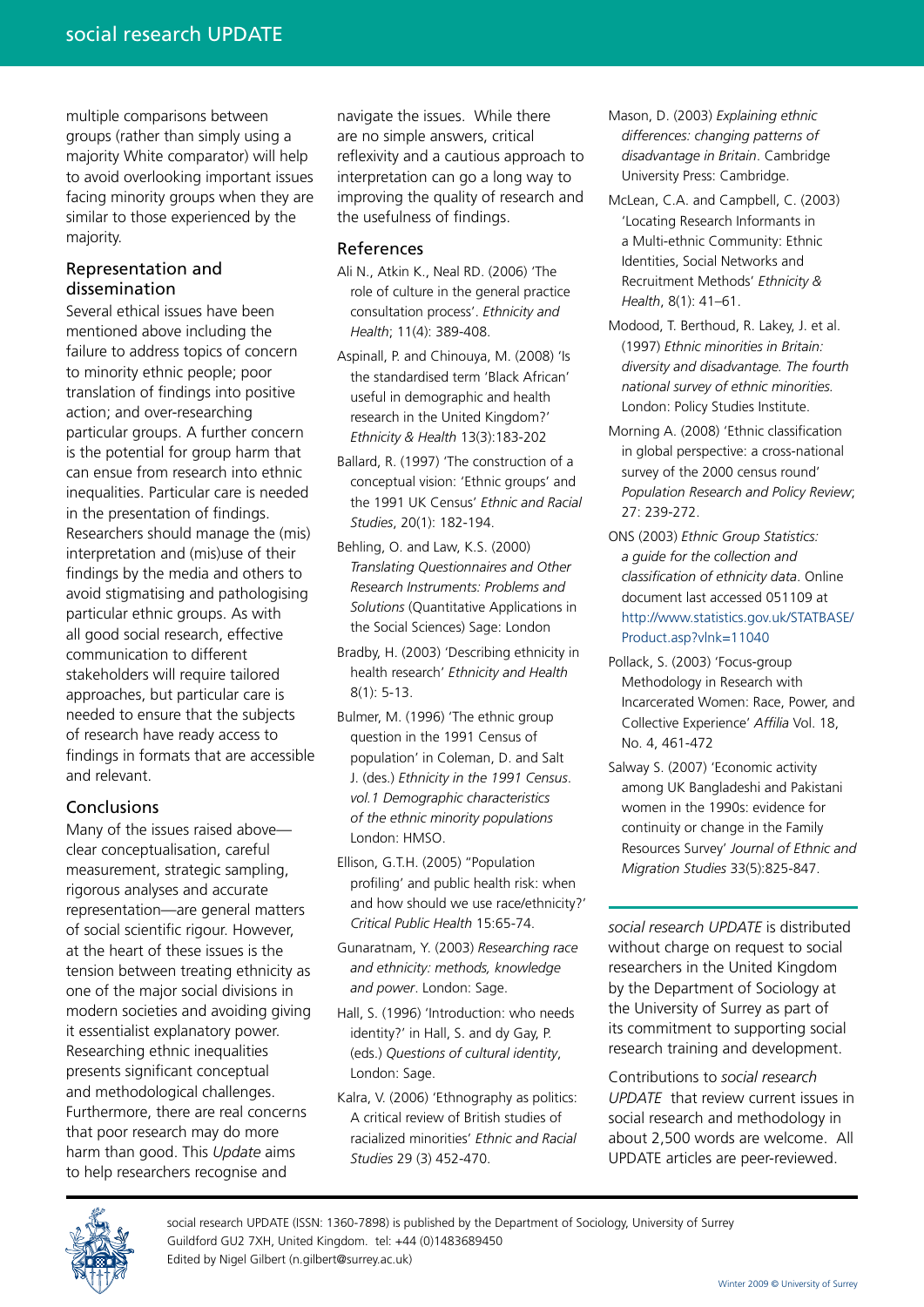multiple comparisons between groups (rather than simply using a majority White comparator) will help to avoid overlooking important issues facing minority groups when they are similar to those experienced by the majority.

### Representation and dissemination

Several ethical issues have been mentioned above including the failure to address topics of concern to minority ethnic people; poor translation of findings into positive action; and over-researching particular groups. A further concern is the potential for group harm that can ensue from research into ethnic inequalities. Particular care is needed in the presentation of findings. Researchers should manage the (mis) interpretation and (mis)use of their findings by the media and others to avoid stigmatising and pathologising particular ethnic groups. As with all good social research, effective communication to different stakeholders will require tailored approaches, but particular care is needed to ensure that the subjects of research have ready access to findings in formats that are accessible and relevant.

### Conclusions

Many of the issues raised above—clear conceptualisation, careful measurement, strategic sampling, rigorous analyses and accurate representation—are general matters of social scientific rigour. However, at the heart of these issues is the tension between treating ethnicity as one of the major social divisions in modern societies and avoiding giving it essentialist explanatory power. Researching ethnic inequalities presents significant conceptual and methodological challenges. Furthermore, there are real concerns that poor research may do more harm than good. This *Update* aims to help researchers recognise and navigate the issues. While there are no simple answers, critical reflexivity and a cautious approach to interpretation can go a long way to improving the quality of research and the usefulness of findings.

### References

Ali N., Atkin K., Neal RD. (2006) 'The role of culture in the general practice consultation process'. *Ethnicity and Health*; 11(4): 389-408.

Aspinall, P. and Chinouya, M. (2008) 'Is the standardised term 'Black African' useful in demographic and health research in the United Kingdom?' *Ethnicity & Health* 13(3):183-202

Ballard, R. (1997) 'The construction of a conceptual vision: 'Ethnic groups' and the 1991 UK Census' *Ethnic and Racial Studies*, 20(1): 182-194.

Behling, O. and Law, K.S. (2000) *Translating Questionnaires and Other Research Instruments: Problems and Solutions* (Quantitative Applications in the Social Sciences) Sage: London

Bradby, H. (2003) 'Describing ethnicity in health research' *Ethnicity and Health* 8(1): 5-13.

Bulmer, M. (1996) 'The ethnic group question in the 1991 Census of population' in Coleman, D. and Salt J. (des.) *Ethnicity in the 1991 Census. vol.1 Demographic characteristics of the ethnic minority populations* London: HMSO.

Ellison, G.T.H. (2005) ''Population profiling' and public health risk: when and how should we use race/ethnicity?' *Critical Public Health* 15:65-74.

Gunaratnam, Y. (2003) *Researching race and ethnicity: methods, knowledge and power*. London: Sage.

Hall, S. (1996) 'Introduction: who needs identity?' in Hall, S. and dy Gay, P. (eds.) *Questions of cultural identity*, London: Sage.

Kalra, V. (2006) 'Ethnography as politics: A critical review of British studies of racialized minorities' *Ethnic and Racial Studies* 29 (3) 452-470.

Mason, D. (2003) *Explaining ethnic differences: changing patterns of disadvantage in Britain*. Cambridge University Press: Cambridge.

McLean, C.A. and Campbell, C. (2003) 'Locating Research Informants in a Multi-ethnic Community: Ethnic Identities, Social Networks and Recruitment Methods' *Ethnicity & Health*, 8(1): 41–61.

Modood, T. Berthoud, R. Lakey, J. et al. (1997) *Ethnic minorities in Britain: diversity and disadvantage. The fourth national survey of ethnic minorities.* London: Policy Studies Institute.

Morning A. (2008) 'Ethnic classification in global perspective: a cross-national survey of the 2000 census round' *Population Research and Policy Review*; 27: 239-272.

ONS (2003) *Ethnic Group Statistics: a guide for the collection and classification of ethnicity data*. Online document last accessed 051109 at http://www.statistics.gov.uk/STATBASE/Product.asp?vlnk=11040

Pollack, S. (2003) 'Focus-group Methodology in Research with Incarcerated Women: Race, Power, and Collective Experience' *Affilia* Vol. 18, No. 4, 461-472

Salway S. (2007) 'Economic activity among UK Bangladeshi and Pakistani women in the 1990s: evidence for continuity or change in the Family Resources Survey' *Journal of Ethnic and Migration Studies* 33(5):825-847.

---

*social research UPDATE* is distributed without charge on request to social researchers in the United Kingdom by the Department of Sociology at the University of Surrey as part of its commitment to supporting social research training and development.

Contributions to *social research UPDATE* that review current issues in social research and methodology in about 2,500 words are welcome. All UPDATE articles are peer-reviewed.

social research UPDATE (ISSN: 1360-7898) is published by the Department of Sociology, University of Surrey Guildford GU2 7XH, United Kingdom. tel: +44 (0)1483689450
Edited by Nigel Gilbert (n.gilbert@surrey.ac.uk)

Winter 2009 © University of Surrey